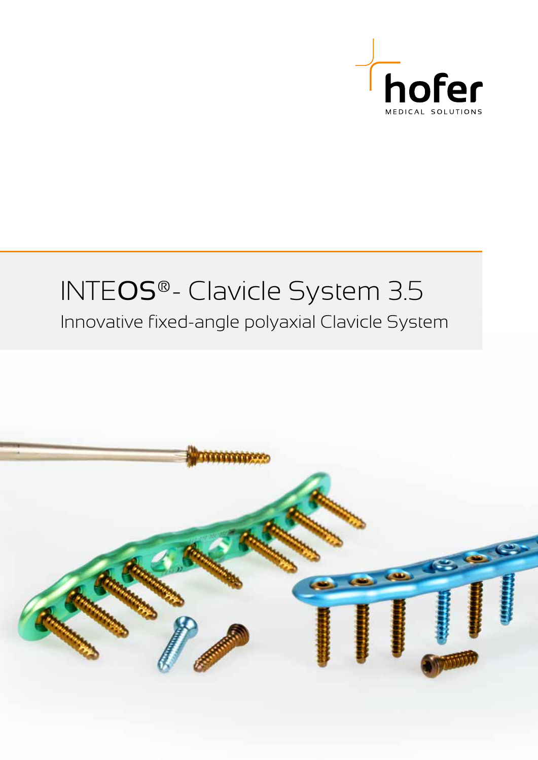hofer

MEDICAL SOLUTIONS

# INTEOS®- Clavicle System 3.5

## Innovative fixed-angle polyaxial Clavicle System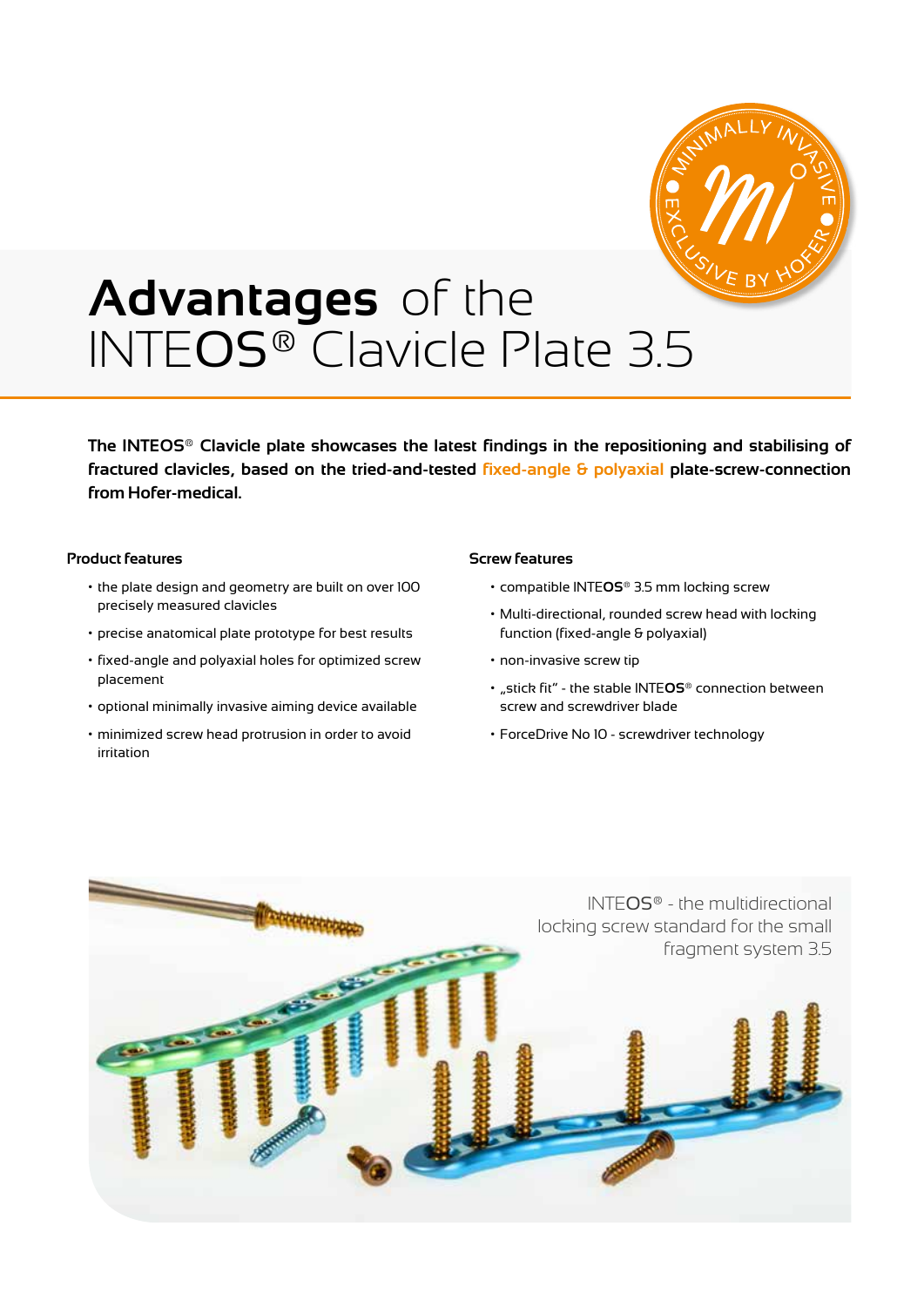# **Advantages** of the INTEOS® Clavicle Plate 3.5

**The INTEOS® Clavicle plate showcases the latest findings in the repositioning and stabilising of fractured clavicles, based on the tried-and-tested fixed-angle & polyaxial plate-screw-connection from Hofer-medical.**

### Product features

- the plate design and geometry are built on over 100 precisely measured clavicles
- precise anatomical plate prototype for best results
- fixed-angle and polyaxial holes for optimized screw placement
- optional minimally invasive aiming device available
- minimized screw head protrusion in order to avoid irritation

### Screw features

- compatible INTEOS® 3.5 mm locking screw
- Multi-directional, rounded screw head with locking function (fixed-angle & polyaxial)
- non-invasive screw tip
- „stick fit" - the stable INTEOS® connection between screw and screwdriver blade
- ForceDrive No 10 - screwdriver technology

INTEOS® - the multidirectional locking screw standard for the small fragment system 3.5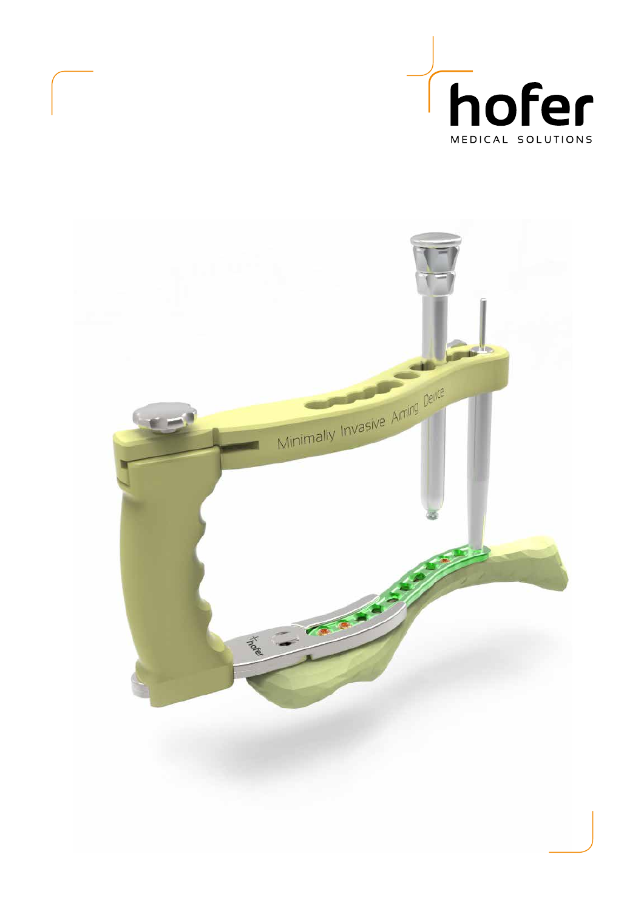hofer

MEDICAL SOLUTIONS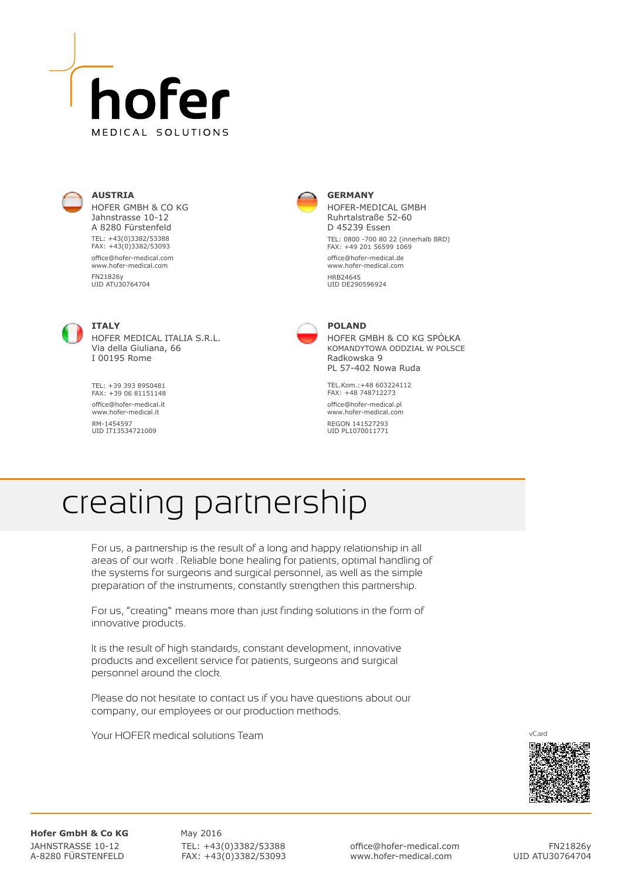hofer

MEDICAL SOLUTIONS

**AUSTRIA**

HOFER GMBH & CO KG
Jahnstrasse 10-12
A 8280 Fürstenfeld

TEL: +43(0)3382/53388
FAX: +43(0)3382/53093

office@hofer-medical.com
www.hofer-medical.com

FN21826y
UID ATU30764704

**GERMANY**

HOFER-MEDICAL GMBH
Ruhrtalstraße 52-60
D 45239 Essen

TEL: 0800 -700 80 22 (innerhalb BRD)
FAX: +49 201 56599 1069

office@hofer-medical.de
www.hofer-medical.com

HRB24645
UID DE290596924

**ITALY**

HOFER MEDICAL ITALIA S.R.L.
Via della Giuliana, 66
I 00195 Rome

TEL: +39 393 8950481
FAX: +39 06 81151148

office@hofer-medical.it
www.hofer-medical.it

RM-1454597
UID IT13534721009

**POLAND**

HOFER GMBH & CO KG SPÓŁKA
KOMANDYTOWA ODDZIAŁ W POLSCE
Radkowska 9
PL 57-402 Nowa Ruda

TEL.Kom.:+48 603224112
FAX: +48 748712273

office@hofer-medical.pl
www.hofer-medical.com

REGON 141527293
UID PL1070011771

# creating partnership

For us, a partnership is the result of a long and happy relationship in all areas of our work . Reliable bone healing for patients, optimal handling of the systems for surgeons and surgical personnel, as well as the simple preparation of the instruments, constantly strengthen this partnership.

For us, "creating" means more than just finding solutions in the form of innovative products.

It is the result of high standards, constant development, innovative products and excellent service for patients, surgeons and surgical personnel around the clock.

Please do not hesitate to contact us if you have questions about our company, our employees or our production methods.

Your HOFER medical solutions Team

vCard

**Hofer GmbH & Co KG**
JAHNSTRASSE 10-12
A-8280 FÜRSTENFELD

May 2016
TEL: +43(0)3382/53388
FAX: +43(0)3382/53093

office@hofer-medical.com
www.hofer-medical.com

FN21826y
UID ATU30764704